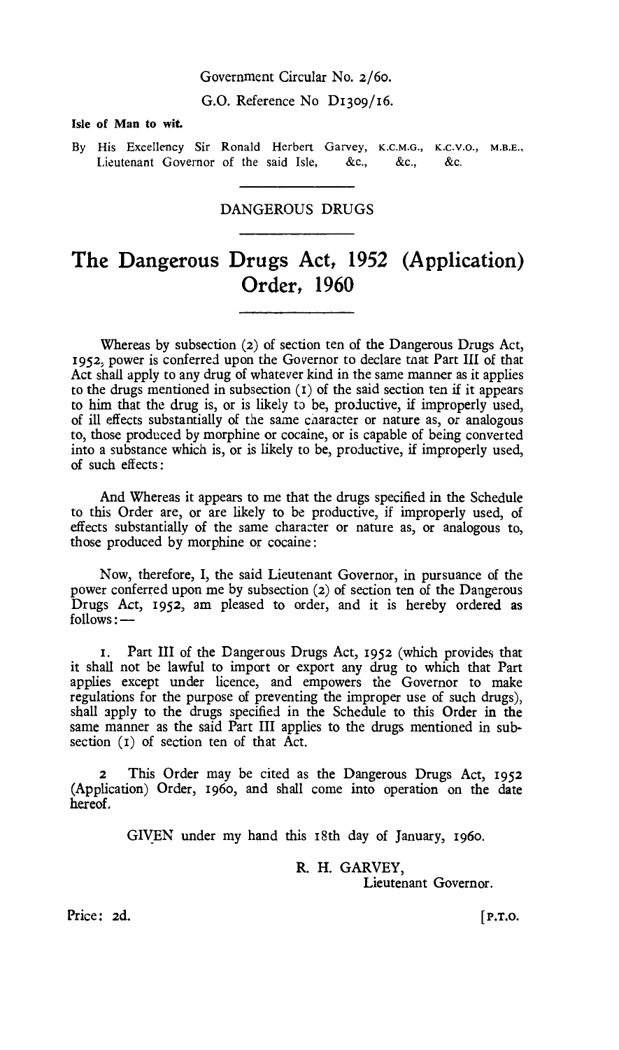Government Circular No. 2/60.

G.O. Reference No D1309/16.

**Isle of Man to wit.**

By His Excellency Sir Ronald Herbert Garvey, K.C.M.G., K.C.V.O., M.B.E., Lieutenant Governor of the said Isle, &c., &c., &c.

DANGEROUS DRUGS

# The Dangerous Drugs Act, 1952 (Application) Order, 1960

Whereas by subsection (2) of section ten of the Dangerous Drugs Act, 1952, power is conferred upon the Governor to declare that Part III of that Act shall apply to any drug of whatever kind in the same manner as it applies to the drugs mentioned in subsection (1) of the said section ten if it appears to him that the drug is, or is likely to be, productive, if improperly used, of ill effects substantially of the same character or nature as, or analogous to, those produced by morphine or cocaine, or is capable of being converted into a substance which is, or is likely to be, productive, if improperly used, of such effects:

And Whereas it appears to me that the drugs specified in the Schedule to this Order are, or are likely to be productive, if improperly used, of effects substantially of the same character or nature as, or analogous to, those produced by morphine or cocaine:

Now, therefore, I, the said Lieutenant Governor, in pursuance of the power conferred upon me by subsection (2) of section ten of the Dangerous Drugs Act, 1952, am pleased to order, and it is hereby ordered as follows:—

1. Part III of the Dangerous Drugs Act, 1952 (which provides that it shall not be lawful to import or export any drug to which that Part applies except under licence, and empowers the Governor to make regulations for the purpose of preventing the improper use of such drugs), shall apply to the drugs specified in the Schedule to this Order in the same manner as the said Part III applies to the drugs mentioned in subsection (1) of section ten of that Act.

2. This Order may be cited as the Dangerous Drugs Act, 1952 (Application) Order, 1960, and shall come into operation on the date hereof.

GIVEN under my hand this 18th day of January, 1960.

R. H. GARVEY,
Lieutenant Governor.

Price: 2d.

[P.T.O.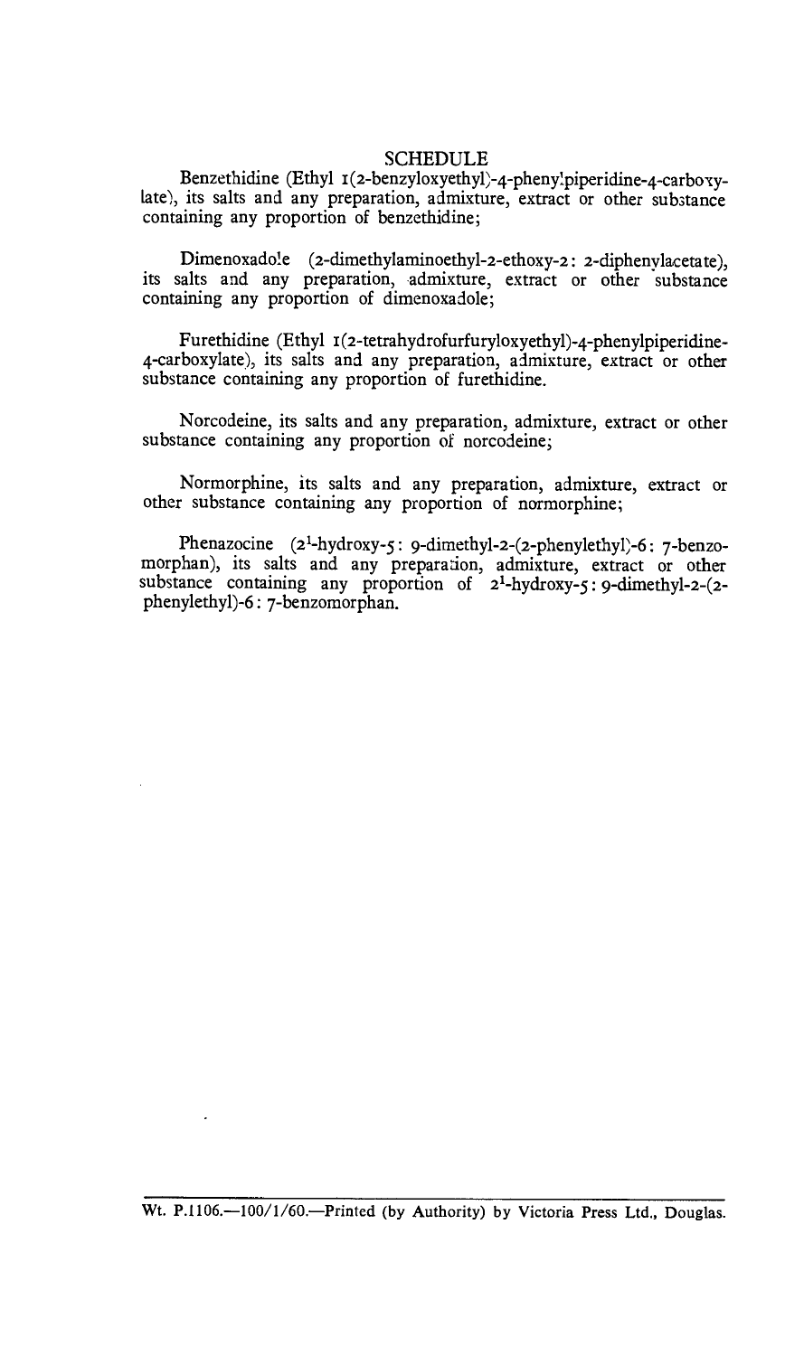## SCHEDULE

Benzethidine (Ethyl 1(2-benzyloxyethyl)-4-phenylpiperidine-4-carboxylate), its salts and any preparation, admixture, extract or other substance containing any proportion of benzethidine;

Dimenoxadole (2-dimethylaminoethyl-2-ethoxy-2: 2-diphenylacetate), its salts and any preparation, admixture, extract or other substance containing any proportion of dimenoxadole;

Furethidine (Ethyl 1(2-tetrahydrofurfuryloxyethyl)-4-phenylpiperidine-4-carboxylate), its salts and any preparation, admixture, extract or other substance containing any proportion of furethidine.

Norcodeine, its salts and any preparation, admixture, extract or other substance containing any proportion of norcodeine;

Normorphine, its salts and any preparation, admixture, extract or other substance containing any proportion of normorphine;

Phenazocine ($2^1$-hydroxy-5: 9-dimethyl-2-(2-phenylethyl)-6: 7-benzomorphan), its salts and any preparation, admixture, extract or other substance containing any proportion of $2^1$-hydroxy-5: 9-dimethyl-2-(2-phenylethyl)-6: 7-benzomorphan.

Wt. P.1106.—100/1/60.—Printed (by Authority) by Victoria Press Ltd., Douglas.